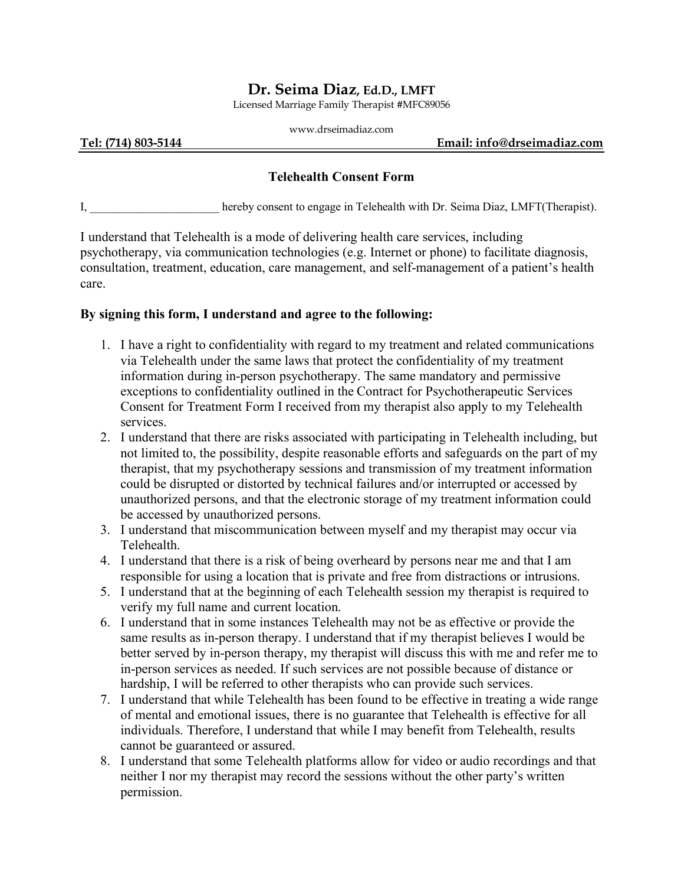# Dr. Seima Diaz, Ed.D., LMFT

Licensed Marriage Family Therapist #MFC89056

www.drseimadiaz.com

**Tel: (714) 803-5144** **Email: info@drseimadiaz.com**

## Telehealth Consent Form

I, ______________________ hereby consent to engage in Telehealth with Dr. Seima Diaz, LMFT(Therapist).

I understand that Telehealth is a mode of delivering health care services, including psychotherapy, via communication technologies (e.g. Internet or phone) to facilitate diagnosis, consultation, treatment, education, care management, and self-management of a patient's health care.

**By signing this form, I understand and agree to the following:**

1. I have a right to confidentiality with regard to my treatment and related communications via Telehealth under the same laws that protect the confidentiality of my treatment information during in-person psychotherapy. The same mandatory and permissive exceptions to confidentiality outlined in the Contract for Psychotherapeutic Services Consent for Treatment Form I received from my therapist also apply to my Telehealth services.
2. I understand that there are risks associated with participating in Telehealth including, but not limited to, the possibility, despite reasonable efforts and safeguards on the part of my therapist, that my psychotherapy sessions and transmission of my treatment information could be disrupted or distorted by technical failures and/or interrupted or accessed by unauthorized persons, and that the electronic storage of my treatment information could be accessed by unauthorized persons.
3. I understand that miscommunication between myself and my therapist may occur via Telehealth.
4. I understand that there is a risk of being overheard by persons near me and that I am responsible for using a location that is private and free from distractions or intrusions.
5. I understand that at the beginning of each Telehealth session my therapist is required to verify my full name and current location.
6. I understand that in some instances Telehealth may not be as effective or provide the same results as in-person therapy. I understand that if my therapist believes I would be better served by in-person therapy, my therapist will discuss this with me and refer me to in-person services as needed. If such services are not possible because of distance or hardship, I will be referred to other therapists who can provide such services.
7. I understand that while Telehealth has been found to be effective in treating a wide range of mental and emotional issues, there is no guarantee that Telehealth is effective for all individuals. Therefore, I understand that while I may benefit from Telehealth, results cannot be guaranteed or assured.
8. I understand that some Telehealth platforms allow for video or audio recordings and that neither I nor my therapist may record the sessions without the other party's written permission.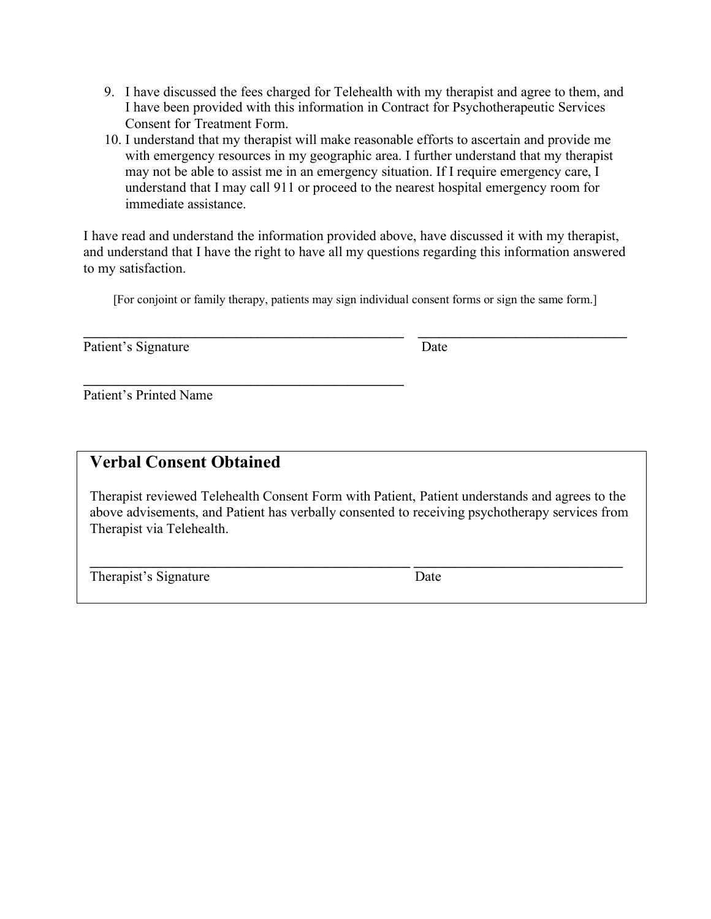9. I have discussed the fees charged for Telehealth with my therapist and agree to them, and I have been provided with this information in Contract for Psychotherapeutic Services Consent for Treatment Form.
10. I understand that my therapist will make reasonable efforts to ascertain and provide me with emergency resources in my geographic area. I further understand that my therapist may not be able to assist me in an emergency situation. If I require emergency care, I understand that I may call 911 or proceed to the nearest hospital emergency room for immediate assistance.

I have read and understand the information provided above, have discussed it with my therapist, and understand that I have the right to have all my questions regarding this information answered to my satisfaction.

[For conjoint or family therapy, patients may sign individual consent forms or sign the same form.]

_______________________________________________ ______________________________

Patient's Signature Date

_______________________________________________

Patient's Printed Name

## Verbal Consent Obtained

Therapist reviewed Telehealth Consent Form with Patient, Patient understands and agrees to the above advisements, and Patient has verbally consented to receiving psychotherapy services from Therapist via Telehealth.

_______________________________________________ ______________________________

Therapist's Signature Date